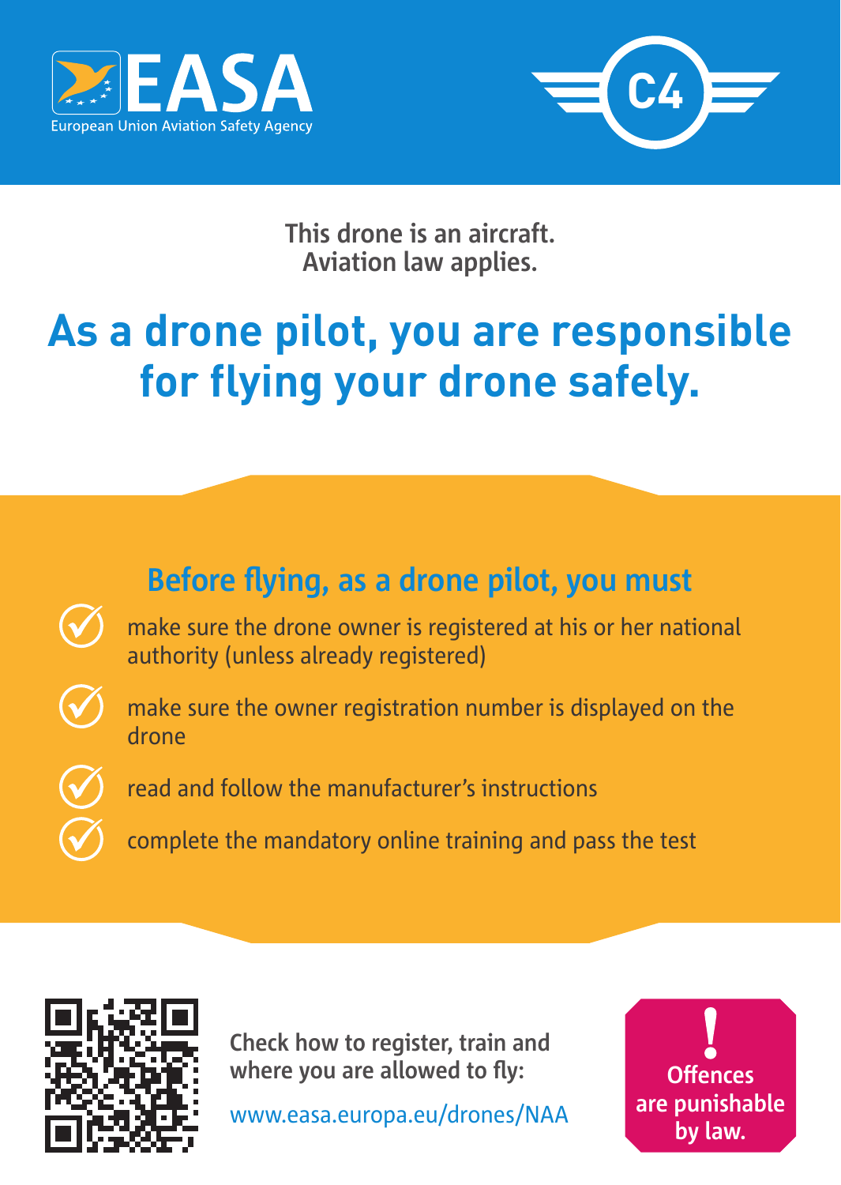EASA

European Union Aviation Safety Agency

C4

This drone is an aircraft.
Aviation law applies.

# As a drone pilot, you are responsible for flying your drone safely.

## Before flying, as a drone pilot, you must

- make sure the drone owner is registered at his or her national authority (unless already registered)
- make sure the owner registration number is displayed on the drone
- read and follow the manufacturer's instructions
- complete the mandatory online training and pass the test

**Check how to register, train and where you are allowed to fly:**

www.easa.europa.eu/drones/NAA

**! Offences are punishable by law.**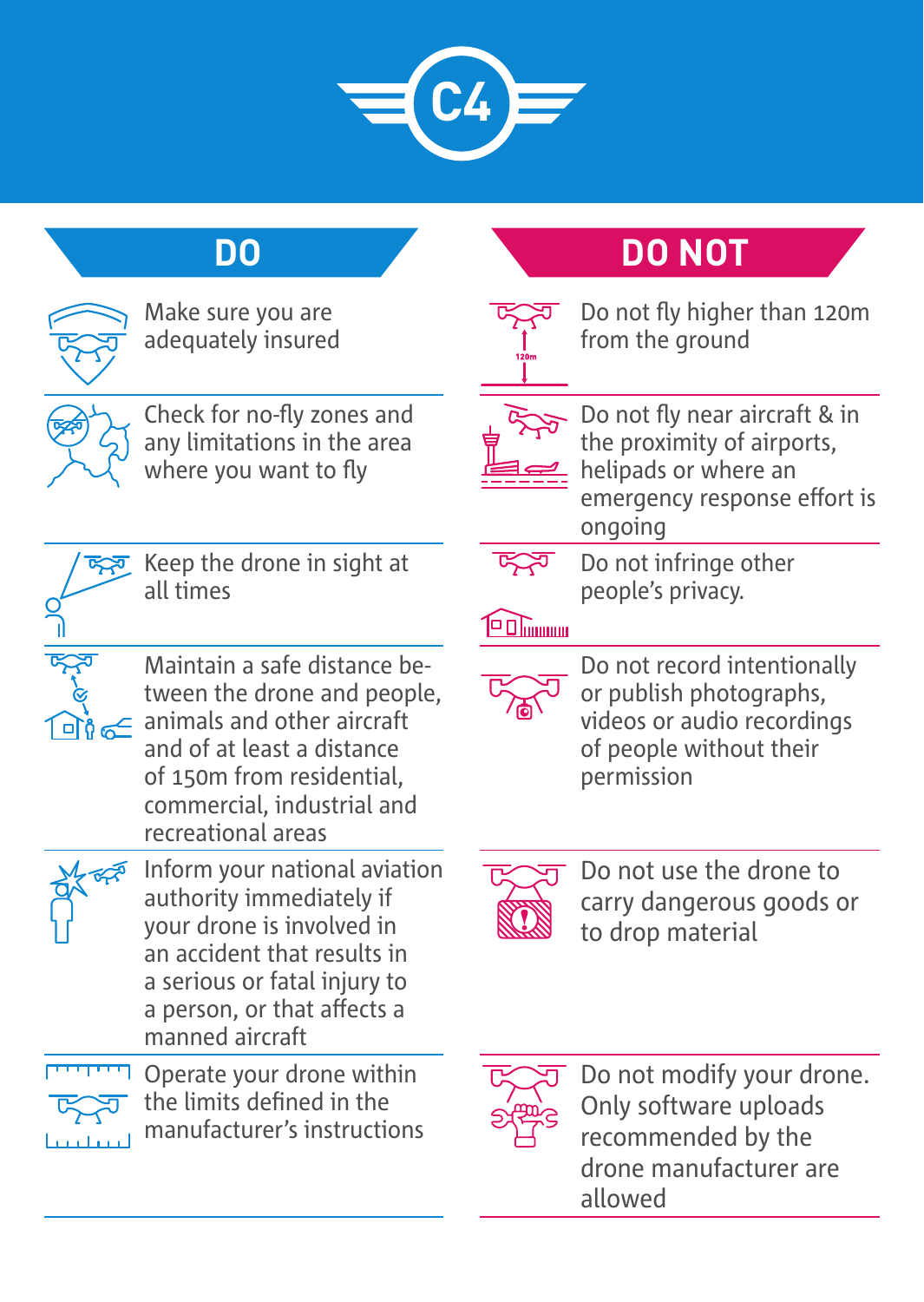# C4

## DO

- Make sure you are adequately insured
- Check for no-fly zones and any limitations in the area where you want to fly
- Keep the drone in sight at all times
- Maintain a safe distance between the drone and people, animals and other aircraft and of at least a distance of 150m from residential, commercial, industrial and recreational areas
- Inform your national aviation authority immediately if your drone is involved in an accident that results in a serious or fatal injury to a person, or that affects a manned aircraft
- Operate your drone within the limits defined in the manufacturer's instructions

## DO NOT

- Do not fly higher than 120m from the ground
- Do not fly near aircraft & in the proximity of airports, helipads or where an emergency response effort is ongoing
- Do not infringe other people's privacy.
- Do not record intentionally or publish photographs, videos or audio recordings of people without their permission
- Do not use the drone to carry dangerous goods or to drop material
- Do not modify your drone. Only software uploads recommended by the drone manufacturer are allowed